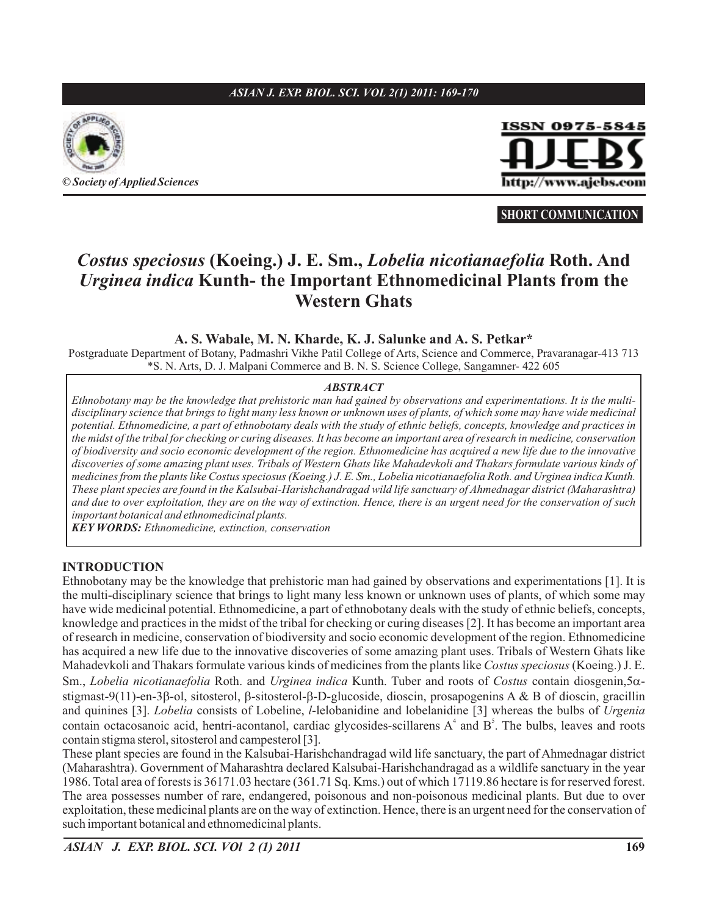**SHORT COMMUNICATION**

# *Costus speciosus* (Koeing.) J. E. Sm., *Lobelia nicotianaefolia* Roth. And *Urginea indica* Kunth- the Important Ethnomedicinal Plants from the Western Ghats

**A. S. Wabale, M. N. Kharde, K. J. Salunke and A. S. Petkar***

Postgraduate Department of Botany, Padmashri Vikhe Patil College of Arts, Science and Commerce, Pravaranagar-413 713
*S. N. Arts, D. J. Malpani Commerce and B. N. S. Science College, Sangamner- 422 605

### ABSTRACT

*Ethnobotany may be the knowledge that prehistoric man had gained by observations and experimentations. It is the multi-disciplinary science that brings to light many less known or unknown uses of plants, of which some may have wide medicinal potential. Ethnomedicine, a part of ethnobotany deals with the study of ethnic beliefs, concepts, knowledge and practices in the midst of the tribal for checking or curing diseases. It has become an important area of research in medicine, conservation of biodiversity and socio economic development of the region. Ethnomedicine has acquired a new life due to the innovative discoveries of some amazing plant uses. Tribals of Western Ghats like Mahadevkoli and Thakars formulate various kinds of medicines from the plants like Costus speciosus (Koeing.) J. E. Sm., Lobelia nicotianaefolia Roth. and Urginea indica Kunth. These plant species are found in the Kalsubai-Harishchandragad wild life sanctuary of Ahmednagar district (Maharashtra) and due to over exploitation, they are on the way of extinction. Hence, there is an urgent need for the conservation of such important botanical and ethnomedicinal plants.*

***KEY WORDS:*** *Ethnomedicine, extinction, conservation*

## INTRODUCTION

Ethnobotany may be the knowledge that prehistoric man had gained by observations and experimentations [1]. It is the multi-disciplinary science that brings to light many less known or unknown uses of plants, of which some may have wide medicinal potential. Ethnomedicine, a part of ethnobotany deals with the study of ethnic beliefs, concepts, knowledge and practices in the midst of the tribal for checking or curing diseases [2]. It has become an important area of research in medicine, conservation of biodiversity and socio economic development of the region. Ethnomedicine has acquired a new life due to the innovative discoveries of some amazing plant uses. Tribals of Western Ghats like Mahadevkoli and Thakars formulate various kinds of medicines from the plants like *Costus speciosus* (Koeing.) J. E. Sm., *Lobelia nicotianaefolia* Roth. and *Urginea indica* Kunth. Tuber and roots of *Costus* contain diosgenin,5α-stigmast-9(11)-en-3β-ol, sitosterol, β-sitosterol-β-D-glucoside, dioscin, prosapogenins A & B of dioscin, gracillin and quinines [3]. *Lobelia* consists of Lobeline, *l*-lelobanidine and lobelanidine [3] whereas the bulbs of *Urgenia* contain octacosanoic acid, hentri-acontanol, cardiac glycosides-scillarens A[4] and B[5]. The bulbs, leaves and roots contain stigma sterol, sitosterol and campesterol [3].

These plant species are found in the Kalsubai-Harishchandragad wild life sanctuary, the part of Ahmednagar district (Maharashtra). Government of Maharashtra declared Kalsubai-Harishchandragad as a wildlife sanctuary in the year 1986. Total area of forests is 36171.03 hectare (361.71 Sq. Kms.) out of which 17119.86 hectare is for reserved forest. The area possesses number of rare, endangered, poisonous and non-poisonous medicinal plants. But due to over exploitation, these medicinal plants are on the way of extinction. Hence, there is an urgent need for the conservation of such important botanical and ethnomedicinal plants.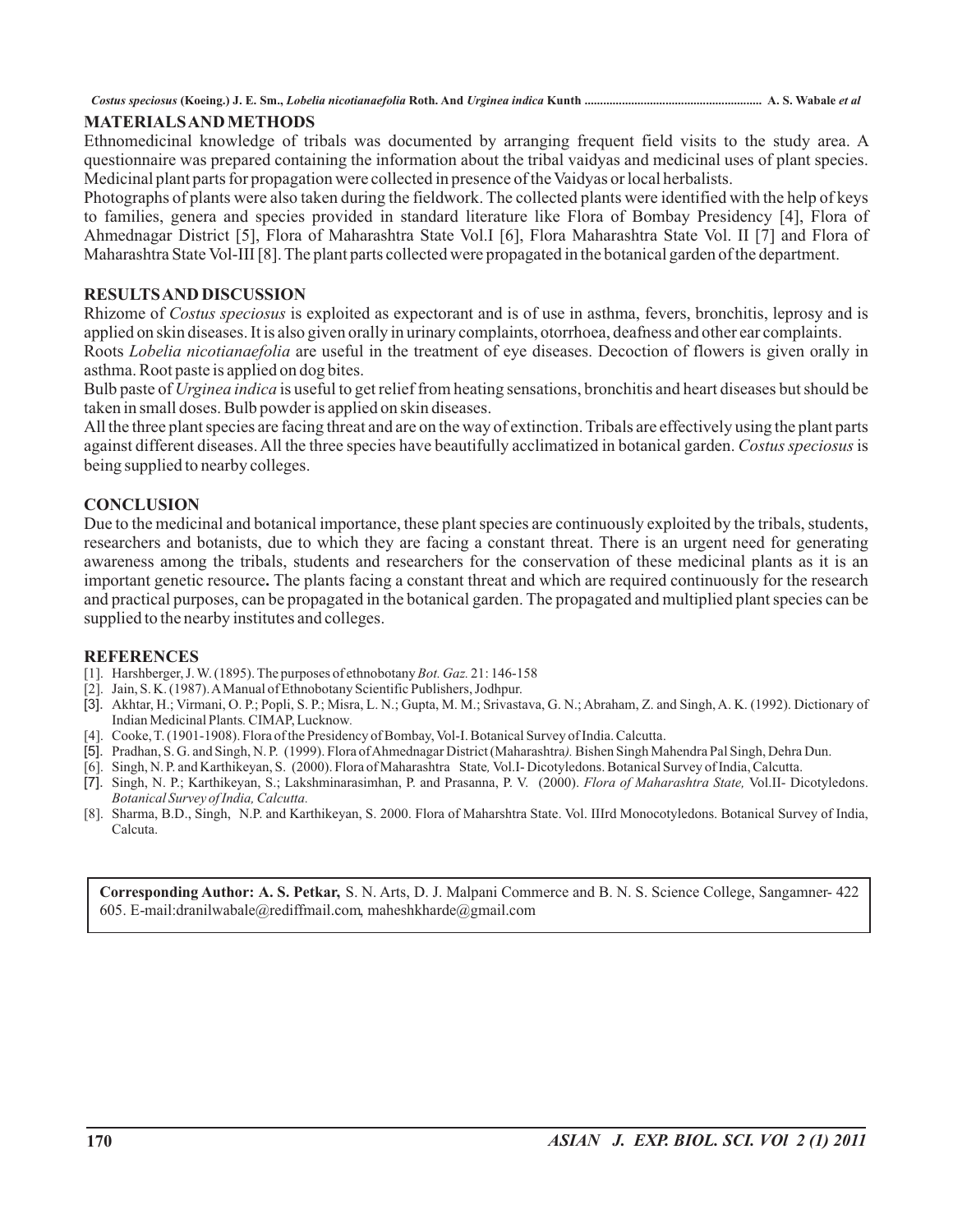## MATERIALS AND METHODS

Ethnomedicinal knowledge of tribals was documented by arranging frequent field visits to the study area. A questionnaire was prepared containing the information about the tribal vaidyas and medicinal uses of plant species. Medicinal plant parts for propagation were collected in presence of the Vaidyas or local herbalists.

Photographs of plants were also taken during the fieldwork. The collected plants were identified with the help of keys to families, genera and species provided in standard literature like Flora of Bombay Presidency [4], Flora of Ahmednagar District [5], Flora of Maharashtra State Vol.I [6], Flora Maharashtra State Vol. II [7] and Flora of Maharashtra State Vol-III [8]. The plant parts collected were propagated in the botanical garden of the department.

## RESULTS AND DISCUSSION

Rhizome of *Costus speciosus* is exploited as expectorant and is of use in asthma, fevers, bronchitis, leprosy and is applied on skin diseases. It is also given orally in urinary complaints, otorrhoea, deafness and other ear complaints.

Roots *Lobelia nicotianaefolia* are useful in the treatment of eye diseases. Decoction of flowers is given orally in asthma. Root paste is applied on dog bites.

Bulb paste of *Urginea indica* is useful to get relief from heating sensations, bronchitis and heart diseases but should be taken in small doses. Bulb powder is applied on skin diseases.

All the three plant species are facing threat and are on the way of extinction. Tribals are effectively using the plant parts against different diseases. All the three species have beautifully acclimatized in botanical garden. *Costus speciosus* is being supplied to nearby colleges.

## CONCLUSION

Due to the medicinal and botanical importance, these plant species are continuously exploited by the tribals, students, researchers and botanists, due to which they are facing a constant threat. There is an urgent need for generating awareness among the tribals, students and researchers for the conservation of these medicinal plants as it is an important genetic resource**.** The plants facing a constant threat and which are required continuously for the research and practical purposes, can be propagated in the botanical garden. The propagated and multiplied plant species can be supplied to the nearby institutes and colleges.

## REFERENCES

[1]. Harshberger, J. W. (1895). The purposes of ethnobotany *Bot. Gaz.* 21: 146-158

[2]. Jain, S. K. (1987). A Manual of Ethnobotany Scientific Publishers, Jodhpur.

[3]. Akhtar, H.; Virmani, O. P.; Popli, S. P.; Misra, L. N.; Gupta, M. M.; Srivastava, G. N.; Abraham, Z. and Singh, A. K. (1992). Dictionary of Indian Medicinal Plants. CIMAP, Lucknow.

[4]. Cooke, T. (1901-1908). Flora of the Presidency of Bombay, Vol-I. Botanical Survey of India. Calcutta.

[5]. Pradhan, S. G. and Singh, N. P. (1999). Flora of Ahmednagar District (Maharashtra*).* Bishen Singh Mahendra Pal Singh, Dehra Dun.

[6]. Singh, N. P. and Karthikeyan, S. (2000). Flora of Maharashtra State*,* Vol.I- Dicotyledons. Botanical Survey of India, Calcutta.

[7]. Singh, N. P.; Karthikeyan, S.; Lakshminarasimhan, P. and Prasanna, P. V. (2000). *Flora of Maharashtra State,* Vol.II- Dicotyledons. *Botanical Survey of India, Calcutta.*

[8]. Sharma, B.D., Singh, N.P. and Karthikeyan, S. 2000. Flora of Maharshtra State. Vol. IIIrd Monocotyledons. Botanical Survey of India, Calcuta.

**Corresponding Author: A. S. Petkar,** S. N. Arts, D. J. Malpani Commerce and B. N. S. Science College, Sangamner- 422 605. E-mail:dranilwabale@rediffmail.com, maheshkharde@gmail.com